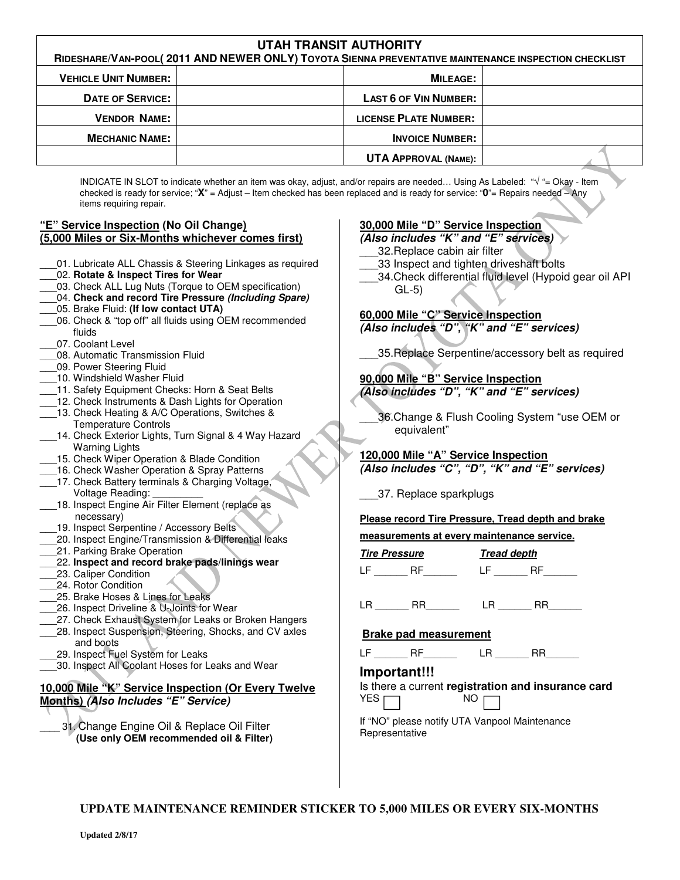# UTAH TRANSIT AUTHORITY

**RIDESHARE/VAN-POOL( 2011 AND NEWER ONLY) TOYOTA SIENNA PREVENTATIVE MAINTENANCE INSPECTION CHECKLIST**

| | | | |
|---|---|---|---|
| **VEHICLE UNIT NUMBER:** | | **MILEAGE:** | |
| **DATE OF SERVICE:** | | **LAST 6 OF VIN NUMBER:** | |
| **VENDOR NAME:** | | **LICENSE PLATE NUMBER:** | |
| **MECHANIC NAME:** | | **INVOICE NUMBER:** | |
| | | **UTA APPROVAL (NAME):** | |

INDICATE IN SLOT to indicate whether an item was okay, adjust, and/or repairs are needed… Using As Labeled: "√ "= Okay - Item checked is ready for service; "**X**" = Adjust – Item checked has been replaced and is ready for service: "**0**"= Repairs needed – Any items requiring repair.

## "E" Service Inspection (No Oil Change)
## (5,000 Miles or Six-Months whichever comes first)

___01. Lubricate ALL Chassis & Steering Linkages as required
___02. **Rotate & Inspect Tires for Wear**
___03. Check ALL Lug Nuts (Torque to OEM specification)
___04. **Check and record Tire Pressure *(Including Spare)***
___05. Brake Fluid: **(If low contact UTA)**
___06. Check & "top off" all fluids using OEM recommended fluids
___07. Coolant Level
___08. Automatic Transmission Fluid
___09. Power Steering Fluid
___10. Windshield Washer Fluid
___11. Safety Equipment Checks: Horn & Seat Belts
___12. Check Instruments & Dash Lights for Operation
___13. Check Heating & A/C Operations, Switches & Temperature Controls
___14. Check Exterior Lights, Turn Signal & 4 Way Hazard Warning Lights
___15. Check Wiper Operation & Blade Condition
___16. Check Washer Operation & Spray Patterns
___17. Check Battery terminals & Charging Voltage, Voltage Reading: _________
___18. Inspect Engine Air Filter Element (replace as necessary)
___19. Inspect Serpentine / Accessory Belts
___20. Inspect Engine/Transmission & Differential leaks
___21. Parking Brake Operation
___22. **Inspect and record brake pads/linings wear**
___23. Caliper Condition
___24. Rotor Condition
___25. Brake Hoses & Lines for Leaks
___26. Inspect Driveline & U-Joints for Wear
___27. Check Exhaust System for Leaks or Broken Hangers
___28. Inspect Suspension, Steering, Shocks, and CV axles and boots
___29. Inspect Fuel System for Leaks
___30. Inspect All Coolant Hoses for Leaks and Wear

## 10,000 Mile "K" Service Inspection (Or Every Twelve Months) *(Also Includes "E" Service)*

___ 31. Change Engine Oil & Replace Oil Filter
**(Use only OEM recommended oil & Filter)**

## 30,000 Mile "D" Service Inspection
***(Also includes "K" and "E" services)***

___32.Replace cabin air filter
___33 Inspect and tighten driveshaft bolts
___34.Check differential fluid level (Hypoid gear oil API GL-5)

## 60,000 Mile "C" Service Inspection
***(Also includes "D", "K" and "E" services)***

___35.Replace Serpentine/accessory belt as required

## 90,000 Mile "B" Service Inspection
***(Also includes "D", "K" and "E" services)***

___36.Change & Flush Cooling System "use OEM or equivalent"

## 120,000 Mile "A" Service Inspection
***(Also includes "C", "D", "K" and "E" services)***

___37. Replace sparkplugs

**Please record Tire Pressure, Tread depth and brake measurements at every maintenance service.**

***Tire Pressure***

LF ______ RF______

LR ______ RR______

***Tread depth***

LF ______ RF______

LR ______ RR______

**Brake pad measurement**

LF ______ RF______ LR ______ RR______

## Important!!!

Is there a current **registration and insurance card**

YES ☐ NO ☐

If "NO" please notify UTA Vanpool Maintenance Representative

**UPDATE MAINTENANCE REMINDER STICKER TO 5,000 MILES OR EVERY SIX-MONTHS**

**Updated 2/8/17**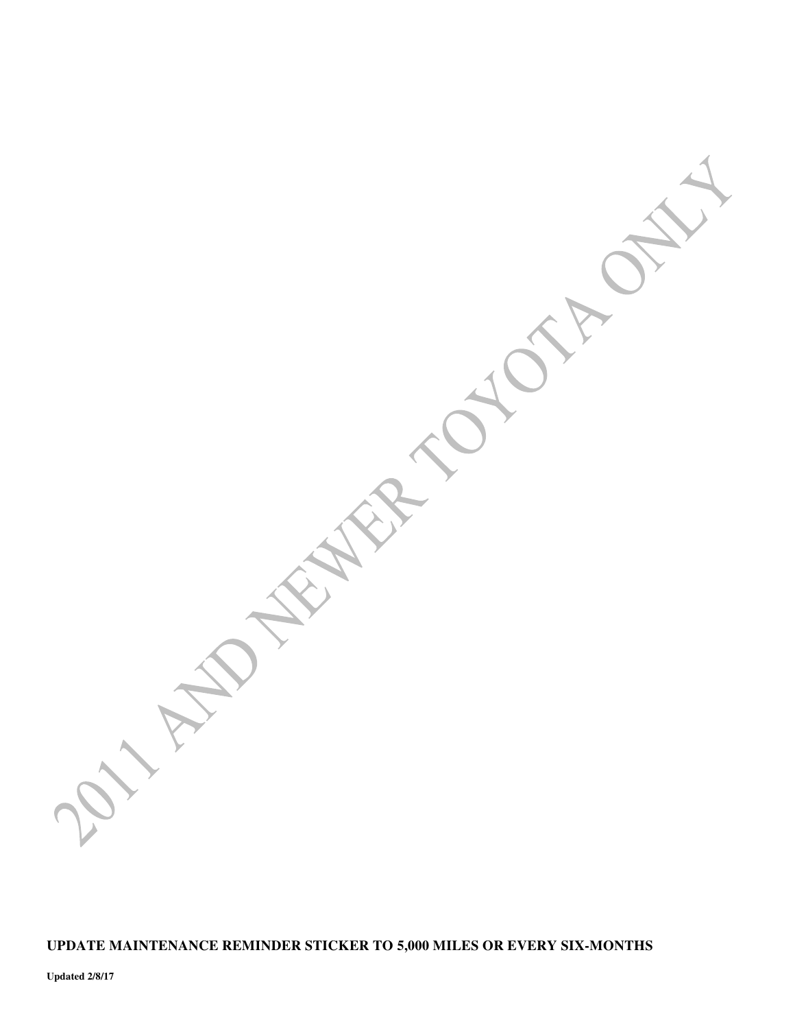2011 AND NEWER TOYOTA ONLY

**UPDATE MAINTENANCE REMINDER STICKER TO 5,000 MILES OR EVERY SIX-MONTHS**

**Updated 2/8/17**